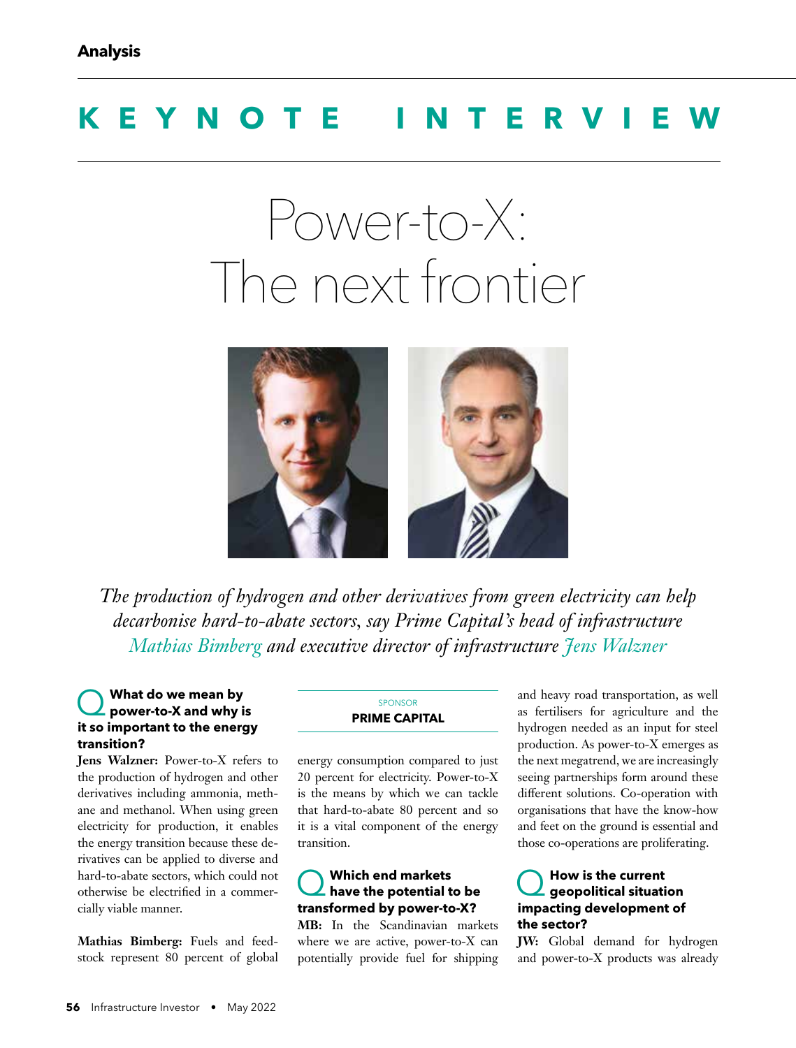Analysis

# KEYNOTE INTERVIEW

# Power-to-X: The next frontier

*The production of hydrogen and other derivatives from green electricity can help decarbonise hard-to-abate sectors, say Prime Capital's head of infrastructure Mathias Bimberg and executive director of infrastructure Jens Walzner*

SPONSOR
**PRIME CAPITAL**

### Q What do we mean by power-to-X and why is it so important to the energy transition?

**Jens Walzner:** Power-to-X refers to the production of hydrogen and other derivatives including ammonia, methane and methanol. When using green electricity for production, it enables the energy transition because these derivatives can be applied to diverse and hard-to-abate sectors, which could not otherwise be electrified in a commercially viable manner.

**Mathias Bimberg:** Fuels and feedstock represent 80 percent of global energy consumption compared to just 20 percent for electricity. Power-to-X is the means by which we can tackle that hard-to-abate 80 percent and so it is a vital component of the energy transition.

### Q Which end markets have the potential to be transformed by power-to-X?

**MB:** In the Scandinavian markets where we are active, power-to-X can potentially provide fuel for shipping and heavy road transportation, as well as fertilisers for agriculture and the hydrogen needed as an input for steel production. As power-to-X emerges as the next megatrend, we are increasingly seeing partnerships form around these different solutions. Co-operation with organisations that have the know-how and feet on the ground is essential and those co-operations are proliferating.

### Q How is the current geopolitical situation impacting development of the sector?

**JW:** Global demand for hydrogen and power-to-X products was already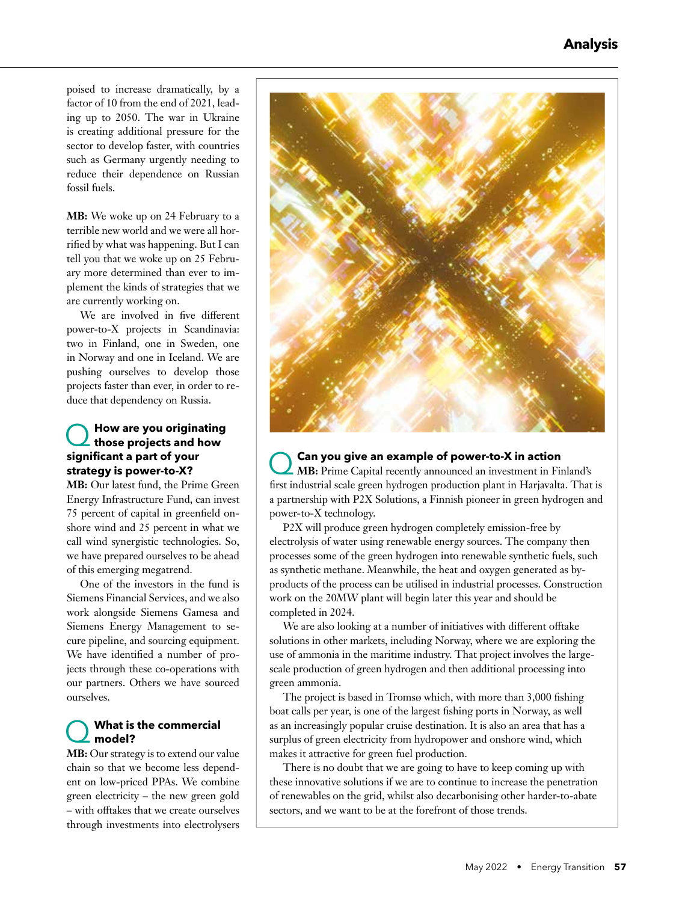poised to increase dramatically, by a factor of 10 from the end of 2021, leading up to 2050. The war in Ukraine is creating additional pressure for the sector to develop faster, with countries such as Germany urgently needing to reduce their dependence on Russian fossil fuels.

**MB:** We woke up on 24 February to a terrible new world and we were all horrified by what was happening. But I can tell you that we woke up on 25 February more determined than ever to implement the kinds of strategies that we are currently working on.

We are involved in five different power-to-X projects in Scandinavia: two in Finland, one in Sweden, one in Norway and one in Iceland. We are pushing ourselves to develop those projects faster than ever, in order to reduce that dependency on Russia.

## Q How are you originating those projects and how significant a part of your strategy is power-to-X?

**MB:** Our latest fund, the Prime Green Energy Infrastructure Fund, can invest 75 percent of capital in greenfield onshore wind and 25 percent in what we call wind synergistic technologies. So, we have prepared ourselves to be ahead of this emerging megatrend.

One of the investors in the fund is Siemens Financial Services, and we also work alongside Siemens Gamesa and Siemens Energy Management to secure pipeline, and sourcing equipment. We have identified a number of projects through these co-operations with our partners. Others we have sourced ourselves.

## Q What is the commercial model?

**MB:** Our strategy is to extend our value chain so that we become less dependent on low-priced PPAs. We combine green electricity – the new green gold – with offtakes that we create ourselves through investments into electrolysers

## Q Can you give an example of power-to-X in action

**MB:** Prime Capital recently announced an investment in Finland's first industrial scale green hydrogen production plant in Harjavalta. That is a partnership with P2X Solutions, a Finnish pioneer in green hydrogen and power-to-X technology.

P2X will produce green hydrogen completely emission-free by electrolysis of water using renewable energy sources. The company then processes some of the green hydrogen into renewable synthetic fuels, such as synthetic methane. Meanwhile, the heat and oxygen generated as by-products of the process can be utilised in industrial processes. Construction work on the 20MW plant will begin later this year and should be completed in 2024.

We are also looking at a number of initiatives with different offtake solutions in other markets, including Norway, where we are exploring the use of ammonia in the maritime industry. That project involves the large-scale production of green hydrogen and then additional processing into green ammonia.

The project is based in Tromsø which, with more than 3,000 fishing boat calls per year, is one of the largest fishing ports in Norway, as well as an increasingly popular cruise destination. It is also an area that has a surplus of green electricity from hydropower and onshore wind, which makes it attractive for green fuel production.

There is no doubt that we are going to have to keep coming up with these innovative solutions if we are to continue to increase the penetration of renewables on the grid, whilst also decarbonising other harder-to-abate sectors, and we want to be at the forefront of those trends.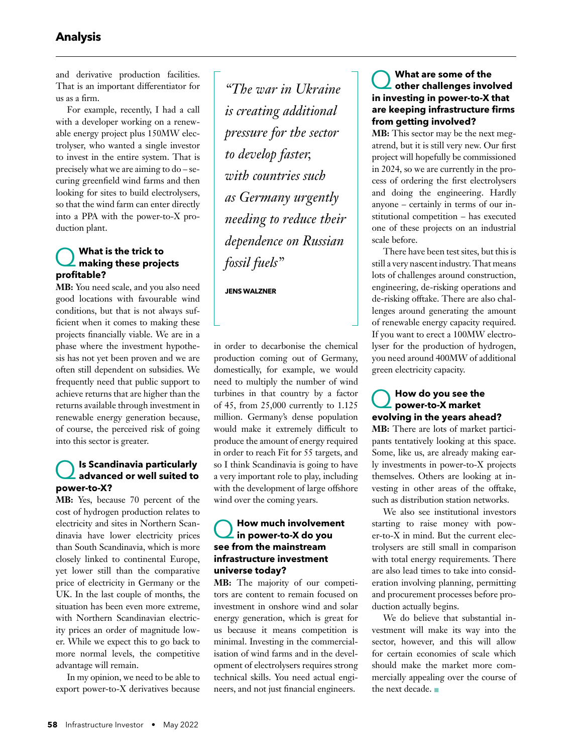and derivative production facilities. That is an important differentiator for us as a firm.

For example, recently, I had a call with a developer working on a renewable energy project plus 150MW electrolyser, who wanted a single investor to invest in the entire system. That is precisely what we are aiming to do – securing greenfield wind farms and then looking for sites to build electrolysers, so that the wind farm can enter directly into a PPA with the power-to-X production plant.

### Q What is the trick to making these projects profitable?

**MB:** You need scale, and you also need good locations with favourable wind conditions, but that is not always sufficient when it comes to making these projects financially viable. We are in a phase where the investment hypothesis has not yet been proven and we are often still dependent on subsidies. We frequently need that public support to achieve returns that are higher than the returns available through investment in renewable energy generation because, of course, the perceived risk of going into this sector is greater.

### Q Is Scandinavia particularly advanced or well suited to power-to-X?

**MB:** Yes, because 70 percent of the cost of hydrogen production relates to electricity and sites in Northern Scandinavia have lower electricity prices than South Scandinavia, which is more closely linked to continental Europe, yet lower still than the comparative price of electricity in Germany or the UK. In the last couple of months, the situation has been even more extreme, with Northern Scandinavian electricity prices an order of magnitude lower. While we expect this to go back to more normal levels, the competitive advantage will remain.

In my opinion, we need to be able to export power-to-X derivatives because in order to decarbonise the chemical production coming out of Germany, domestically, for example, we would need to multiply the number of wind turbines in that country by a factor of 45, from 25,000 currently to 1.125 million. Germany's dense population would make it extremely difficult to produce the amount of energy required in order to reach Fit for 55 targets, and so I think Scandinavia is going to have a very important role to play, including with the development of large offshore wind over the coming years.

> *"The war in Ukraine is creating additional pressure for the sector to develop faster, with countries such as Germany urgently needing to reduce their dependence on Russian fossil fuels"*
>
> **JENS WALZNER**

### Q How much involvement in power-to-X do you see from the mainstream infrastructure investment universe today?

**MB:** The majority of our competitors are content to remain focused on investment in onshore wind and solar energy generation, which is great for us because it means competition is minimal. Investing in the commercialisation of wind farms and in the development of electrolysers requires strong technical skills. You need actual engineers, and not just financial engineers.

### Q What are some of the other challenges involved in investing in power-to-X that are keeping infrastructure firms from getting involved?

**MB:** This sector may be the next megatrend, but it is still very new. Our first project will hopefully be commissioned in 2024, so we are currently in the process of ordering the first electrolysers and doing the engineering. Hardly anyone – certainly in terms of our institutional competition – has executed one of these projects on an industrial scale before.

There have been test sites, but this is still a very nascent industry. That means lots of challenges around construction, engineering, de-risking operations and de-risking offtake. There are also challenges around generating the amount of renewable energy capacity required. If you want to erect a 100MW electrolyser for the production of hydrogen, you need around 400MW of additional green electricity capacity.

### Q How do you see the power-to-X market evolving in the years ahead?

**MB:** There are lots of market participants tentatively looking at this space. Some, like us, are already making early investments in power-to-X projects themselves. Others are looking at investing in other areas of the offtake, such as distribution station networks.

We also see institutional investors starting to raise money with power-to-X in mind. But the current electrolysers are still small in comparison with total energy requirements. There are also lead times to take into consideration involving planning, permitting and procurement processes before production actually begins.

We do believe that substantial investment will make its way into the sector, however, and this will allow for certain economies of scale which should make the market more commercially appealing over the course of the next decade. ■